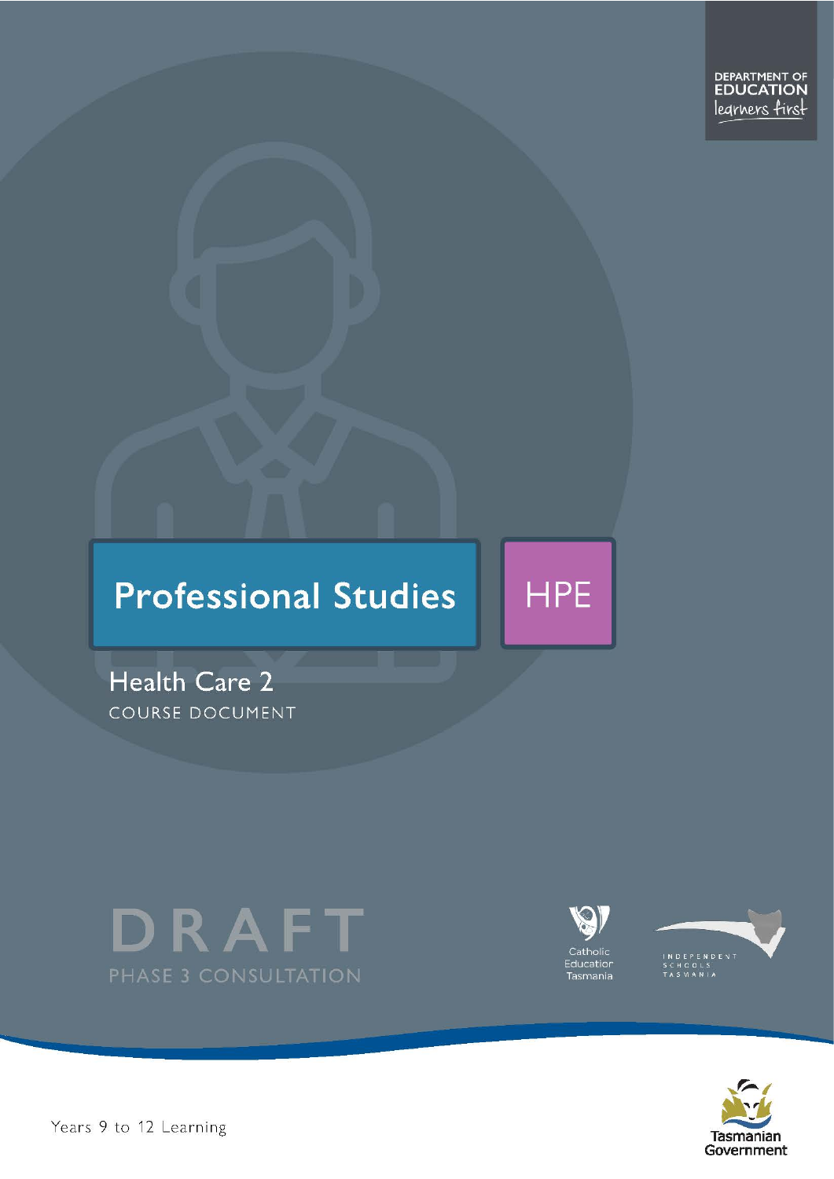DEPARTMENT OF EDUCATION
learners first

# Professional Studies

HPE

## Health Care 2

COURSE DOCUMENT

DRAFT

PHASE 3 CONSULTATION

Catholic Education Tasmania

INDEPENDENT SCHOOLS TASMANIA

Tasmanian Government

Years 9 to 12 Learning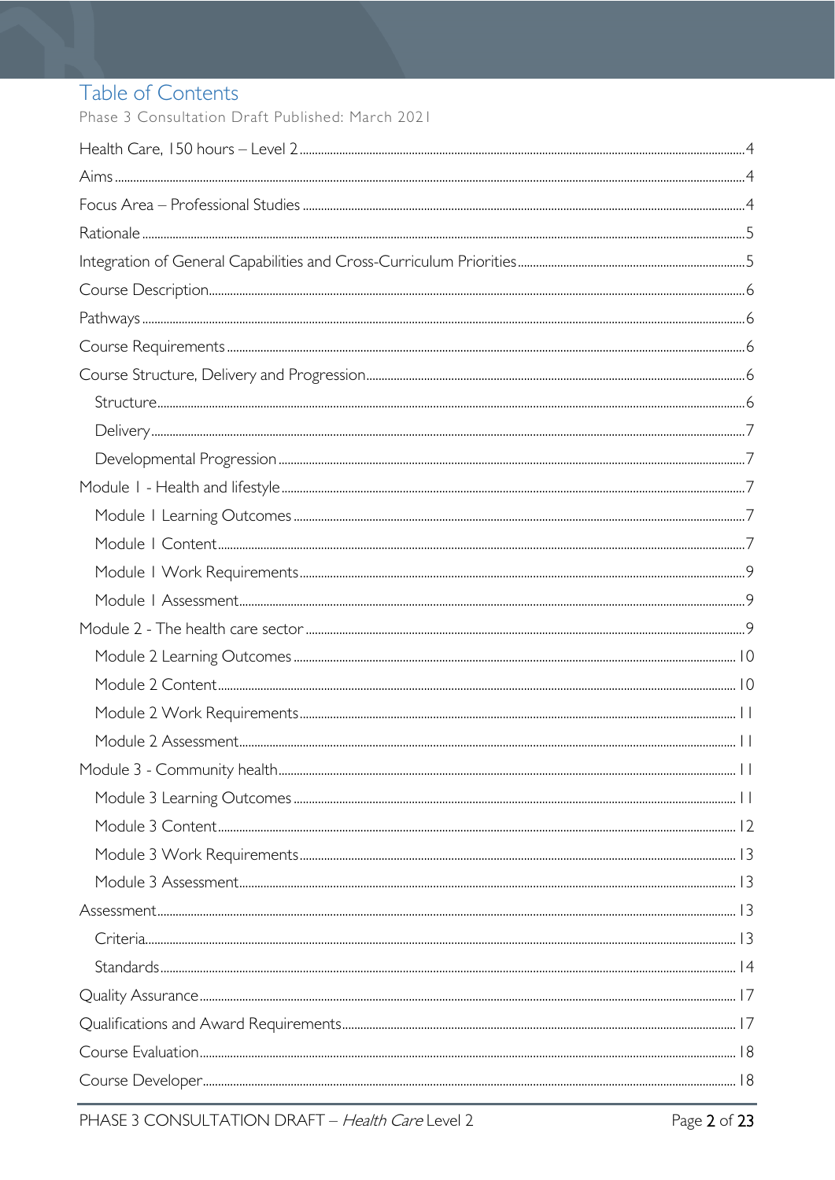# Table of Contents

Phase 3 Consultation Draft Published: March 2021

- Health Care, 150 hours – Level 2 ... 4
- Aims ... 4
- Focus Area – Professional Studies ... 4
- Rationale ... 5
- Integration of General Capabilities and Cross-Curriculum Priorities ... 5
- Course Description ... 6
- Pathways ... 6
- Course Requirements ... 6
- Course Structure, Delivery and Progression ... 6
  - Structure ... 6
  - Delivery ... 7
  - Developmental Progression ... 7
- Module 1 - Health and lifestyle ... 7
  - Module 1 Learning Outcomes ... 7
  - Module 1 Content ... 7
  - Module 1 Work Requirements ... 9
  - Module 1 Assessment ... 9
- Module 2 - The health care sector ... 9
  - Module 2 Learning Outcomes ... 10
  - Module 2 Content ... 10
  - Module 2 Work Requirements ... 11
  - Module 2 Assessment ... 11
- Module 3 - Community health ... 11
  - Module 3 Learning Outcomes ... 11
  - Module 3 Content ... 12
  - Module 3 Work Requirements ... 13
  - Module 3 Assessment ... 13
- Assessment ... 13
  - Criteria ... 13
  - Standards ... 14
- Quality Assurance ... 17
- Qualifications and Award Requirements ... 17
- Course Evaluation ... 18
- Course Developer ... 18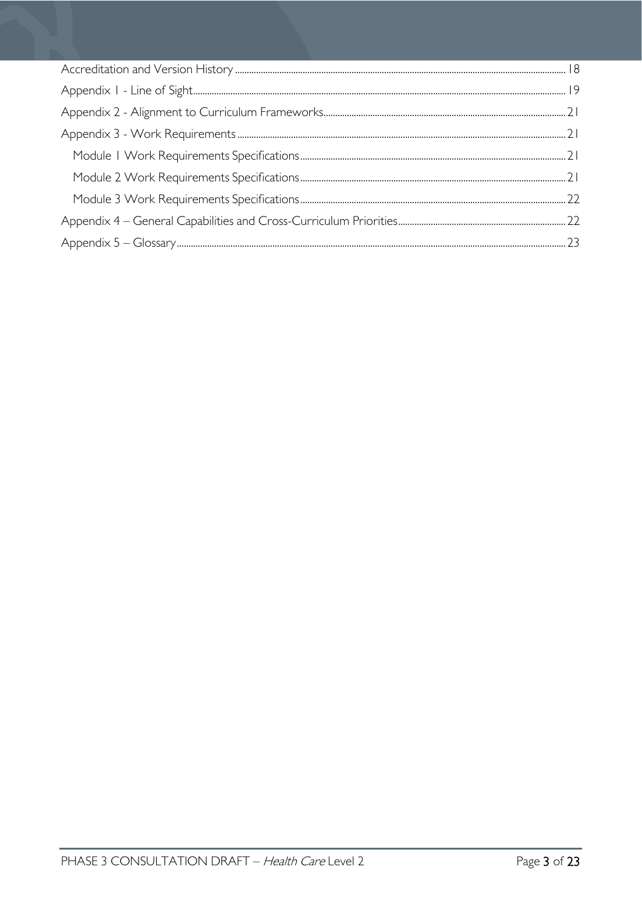Accreditation and Version History ..... 18

Appendix 1 - Line of Sight ..... 19

Appendix 2 - Alignment to Curriculum Frameworks ..... 21

Appendix 3 - Work Requirements ..... 21

- Module 1 Work Requirements Specifications ..... 21
- Module 2 Work Requirements Specifications ..... 21
- Module 3 Work Requirements Specifications ..... 22

Appendix 4 – General Capabilities and Cross-Curriculum Priorities ..... 22

Appendix 5 – Glossary ..... 23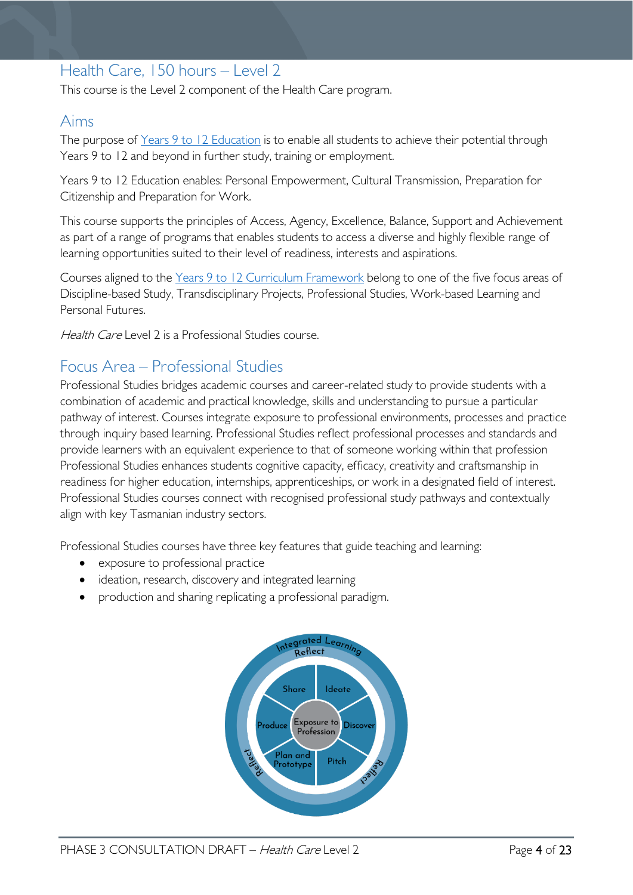## Health Care, 150 hours – Level 2

This course is the Level 2 component of the Health Care program.

## Aims

The purpose of Years 9 to 12 Education is to enable all students to achieve their potential through Years 9 to 12 and beyond in further study, training or employment.

Years 9 to 12 Education enables: Personal Empowerment, Cultural Transmission, Preparation for Citizenship and Preparation for Work.

This course supports the principles of Access, Agency, Excellence, Balance, Support and Achievement as part of a range of programs that enables students to access a diverse and highly flexible range of learning opportunities suited to their level of readiness, interests and aspirations.

Courses aligned to the Years 9 to 12 Curriculum Framework belong to one of the five focus areas of Discipline-based Study, Transdisciplinary Projects, Professional Studies, Work-based Learning and Personal Futures.

*Health Care* Level 2 is a Professional Studies course.

## Focus Area – Professional Studies

Professional Studies bridges academic courses and career-related study to provide students with a combination of academic and practical knowledge, skills and understanding to pursue a particular pathway of interest. Courses integrate exposure to professional environments, processes and practice through inquiry based learning. Professional Studies reflect professional processes and standards and provide learners with an equivalent experience to that of someone working within that profession Professional Studies enhances students cognitive capacity, efficacy, creativity and craftsmanship in readiness for higher education, internships, apprenticeships, or work in a designated field of interest. Professional Studies courses connect with recognised professional study pathways and contextually align with key Tasmanian industry sectors.

Professional Studies courses have three key features that guide teaching and learning:

- exposure to professional practice
- ideation, research, discovery and integrated learning
- production and sharing replicating a professional paradigm.

Integrated Learning
Reflect
Share | Ideate | Discover | Pitch | Plan and Prototype | Produce
Exposure to Profession
Reflect
Reflect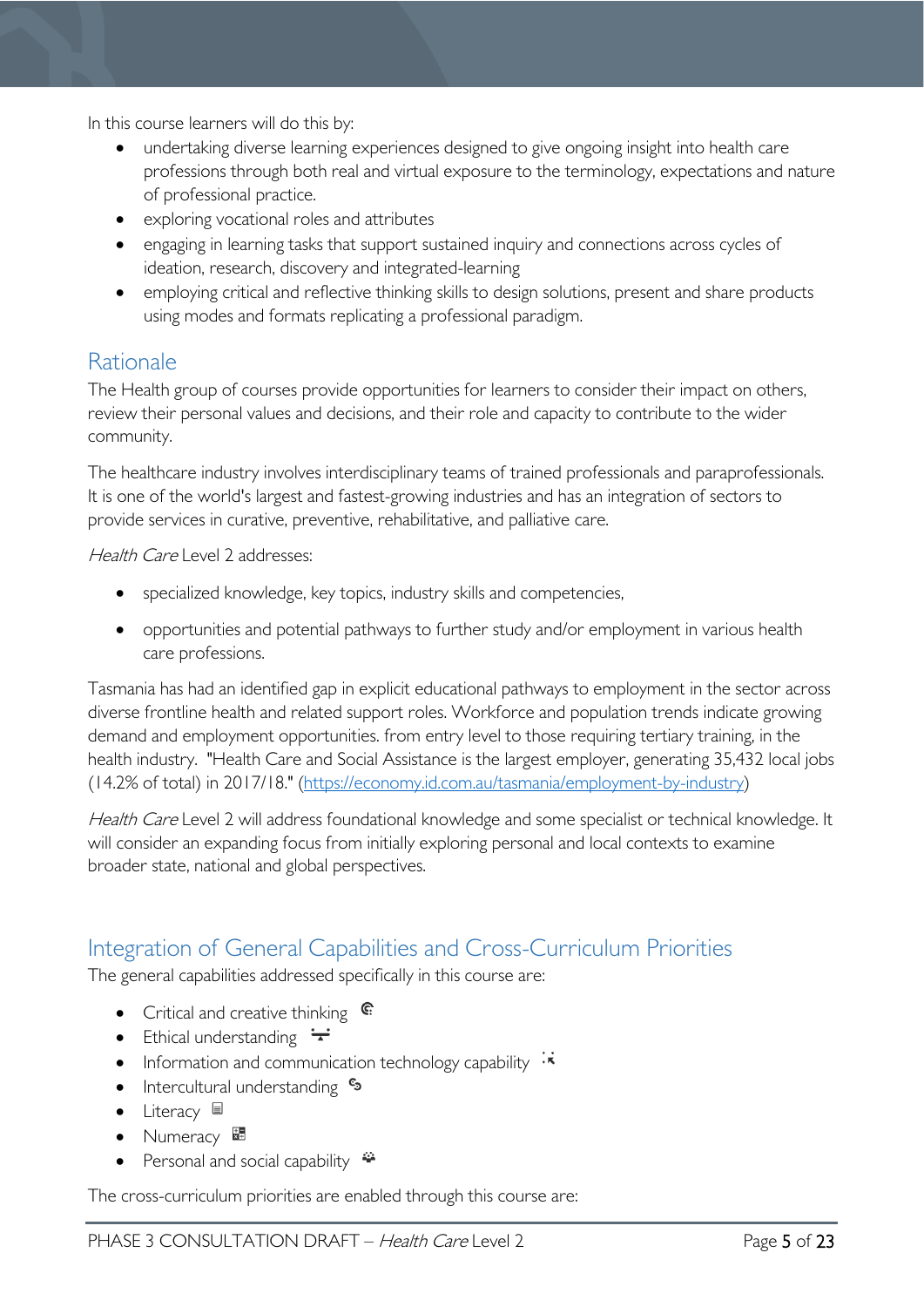In this course learners will do this by:

- undertaking diverse learning experiences designed to give ongoing insight into health care professions through both real and virtual exposure to the terminology, expectations and nature of professional practice.
- exploring vocational roles and attributes
- engaging in learning tasks that support sustained inquiry and connections across cycles of ideation, research, discovery and integrated-learning
- employing critical and reflective thinking skills to design solutions, present and share products using modes and formats replicating a professional paradigm.

## Rationale

The Health group of courses provide opportunities for learners to consider their impact on others, review their personal values and decisions, and their role and capacity to contribute to the wider community.

The healthcare industry involves interdisciplinary teams of trained professionals and paraprofessionals. It is one of the world's largest and fastest-growing industries and has an integration of sectors to provide services in curative, preventive, rehabilitative, and palliative care.

*Health Care* Level 2 addresses:

- specialized knowledge, key topics, industry skills and competencies,
- opportunities and potential pathways to further study and/or employment in various health care professions.

Tasmania has had an identified gap in explicit educational pathways to employment in the sector across diverse frontline health and related support roles. Workforce and population trends indicate growing demand and employment opportunities. from entry level to those requiring tertiary training, in the health industry. "Health Care and Social Assistance is the largest employer, generating 35,432 local jobs (14.2% of total) in 2017/18." (https://economy.id.com.au/tasmania/employment-by-industry)

*Health Care* Level 2 will address foundational knowledge and some specialist or technical knowledge. It will consider an expanding focus from initially exploring personal and local contexts to examine broader state, national and global perspectives.

## Integration of General Capabilities and Cross-Curriculum Priorities

The general capabilities addressed specifically in this course are:

- Critical and creative thinking
- Ethical understanding
- Information and communication technology capability
- Intercultural understanding
- Literacy
- Numeracy
- Personal and social capability

The cross-curriculum priorities are enabled through this course are: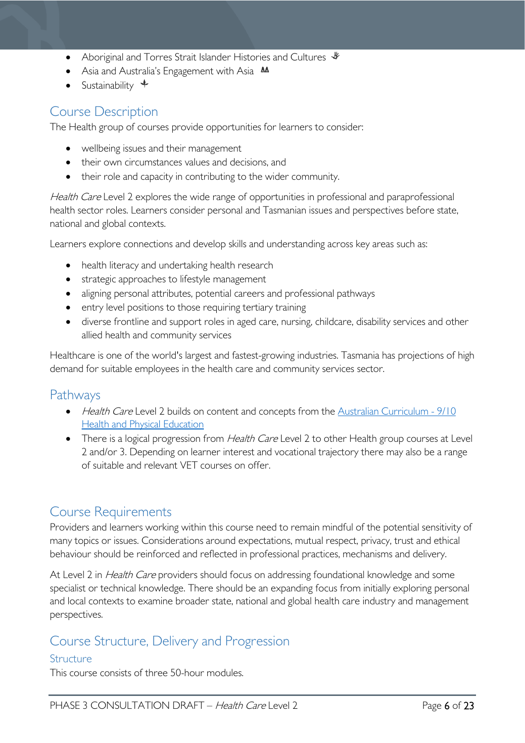- Aboriginal and Torres Strait Islander Histories and Cultures
- Asia and Australia's Engagement with Asia
- Sustainability

## Course Description

The Health group of courses provide opportunities for learners to consider:

- wellbeing issues and their management
- their own circumstances values and decisions, and
- their role and capacity in contributing to the wider community.

*Health Care* Level 2 explores the wide range of opportunities in professional and paraprofessional health sector roles. Learners consider personal and Tasmanian issues and perspectives before state, national and global contexts.

Learners explore connections and develop skills and understanding across key areas such as:

- health literacy and undertaking health research
- strategic approaches to lifestyle management
- aligning personal attributes, potential careers and professional pathways
- entry level positions to those requiring tertiary training
- diverse frontline and support roles in aged care, nursing, childcare, disability services and other allied health and community services

Healthcare is one of the world's largest and fastest-growing industries. Tasmania has projections of high demand for suitable employees in the health care and community services sector.

## Pathways

- *Health Care* Level 2 builds on content and concepts from the Australian Curriculum - 9/10 Health and Physical Education
- There is a logical progression from *Health Care* Level 2 to other Health group courses at Level 2 and/or 3. Depending on learner interest and vocational trajectory there may also be a range of suitable and relevant VET courses on offer.

## Course Requirements

Providers and learners working within this course need to remain mindful of the potential sensitivity of many topics or issues. Considerations around expectations, mutual respect, privacy, trust and ethical behaviour should be reinforced and reflected in professional practices, mechanisms and delivery.

At Level 2 in *Health Care* providers should focus on addressing foundational knowledge and some specialist or technical knowledge. There should be an expanding focus from initially exploring personal and local contexts to examine broader state, national and global health care industry and management perspectives.

## Course Structure, Delivery and Progression

### Structure

This course consists of three 50-hour modules.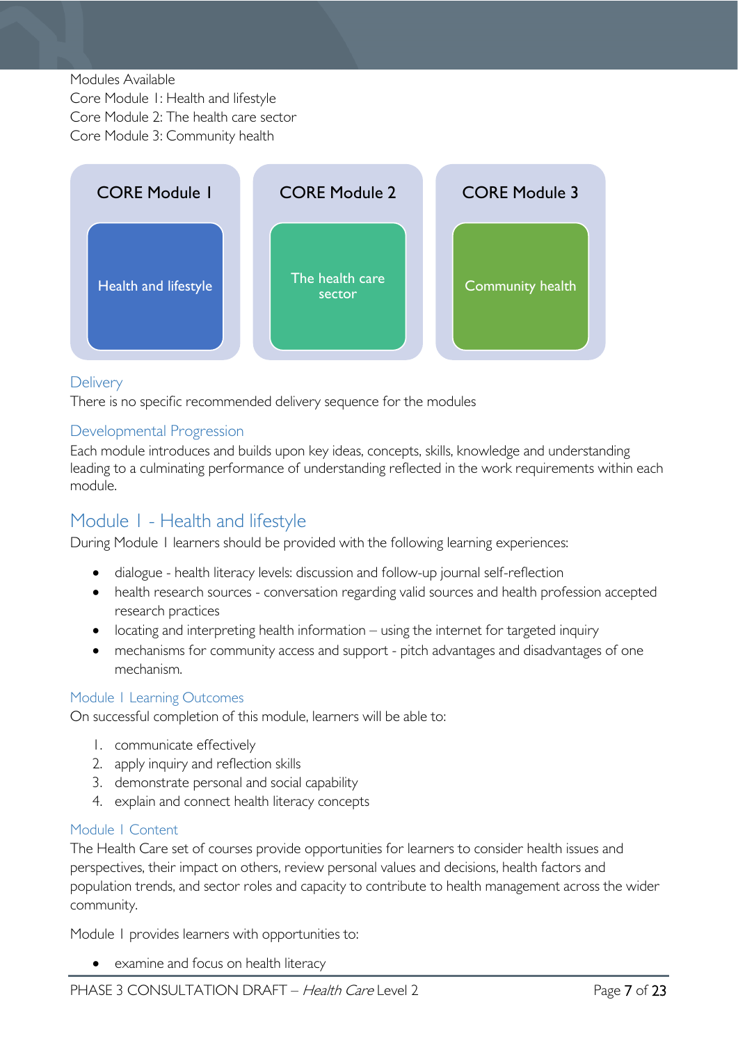Modules Available
Core Module 1: Health and lifestyle
Core Module 2: The health care sector
Core Module 3: Community health

| CORE Module 1 | CORE Module 2 | CORE Module 3 |
| --- | --- | --- |
| Health and lifestyle | The health care sector | Community health |

### Delivery

There is no specific recommended delivery sequence for the modules

### Developmental Progression

Each module introduces and builds upon key ideas, concepts, skills, knowledge and understanding leading to a culminating performance of understanding reflected in the work requirements within each module.

## Module 1 - Health and lifestyle

During Module 1 learners should be provided with the following learning experiences:

- dialogue - health literacy levels: discussion and follow-up journal self-reflection
- health research sources - conversation regarding valid sources and health profession accepted research practices
- locating and interpreting health information – using the internet for targeted inquiry
- mechanisms for community access and support - pitch advantages and disadvantages of one mechanism.

### Module 1 Learning Outcomes

On successful completion of this module, learners will be able to:

1. communicate effectively
2. apply inquiry and reflection skills
3. demonstrate personal and social capability
4. explain and connect health literacy concepts

### Module 1 Content

The Health Care set of courses provide opportunities for learners to consider health issues and perspectives, their impact on others, review personal values and decisions, health factors and population trends, and sector roles and capacity to contribute to health management across the wider community.

Module 1 provides learners with opportunities to:

- examine and focus on health literacy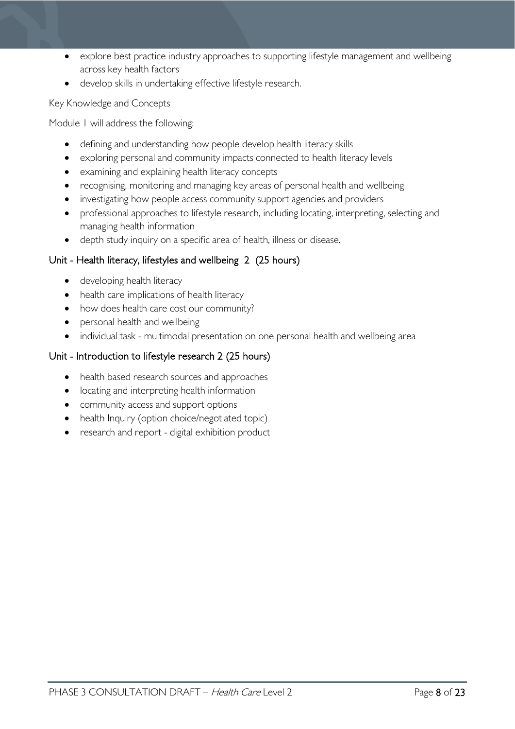- explore best practice industry approaches to supporting lifestyle management and wellbeing across key health factors
- develop skills in undertaking effective lifestyle research.

Key Knowledge and Concepts

Module 1 will address the following:

- defining and understanding how people develop health literacy skills
- exploring personal and community impacts connected to health literacy levels
- examining and explaining health literacy concepts
- recognising, monitoring and managing key areas of personal health and wellbeing
- investigating how people access community support agencies and providers
- professional approaches to lifestyle research, including locating, interpreting, selecting and managing health information
- depth study inquiry on a specific area of health, illness or disease.

### Unit - Health literacy, lifestyles and wellbeing 2 (25 hours)

- developing health literacy
- health care implications of health literacy
- how does health care cost our community?
- personal health and wellbeing
- individual task - multimodal presentation on one personal health and wellbeing area

### Unit - Introduction to lifestyle research 2 (25 hours)

- health based research sources and approaches
- locating and interpreting health information
- community access and support options
- health Inquiry (option choice/negotiated topic)
- research and report - digital exhibition product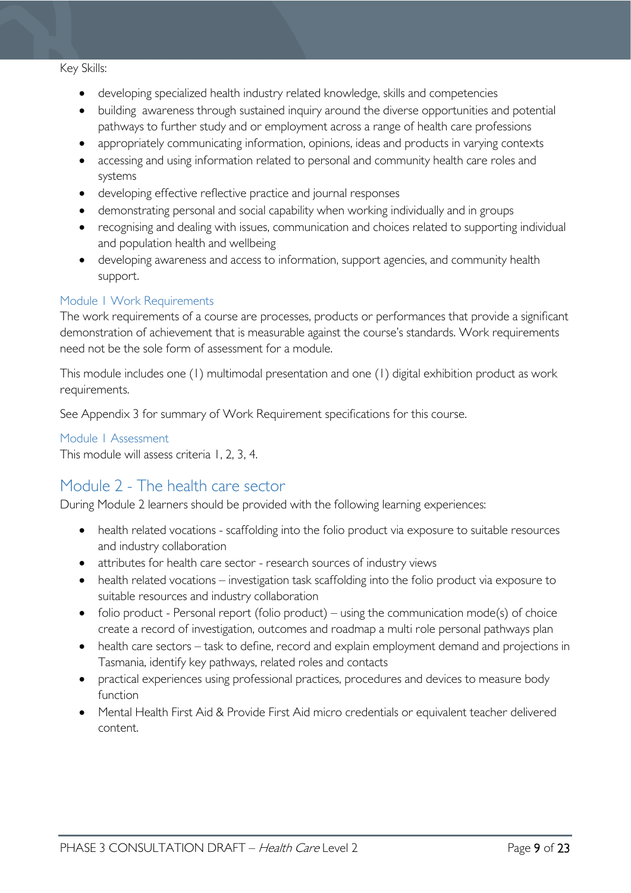Key Skills:

- developing specialized health industry related knowledge, skills and competencies
- building awareness through sustained inquiry around the diverse opportunities and potential pathways to further study and or employment across a range of health care professions
- appropriately communicating information, opinions, ideas and products in varying contexts
- accessing and using information related to personal and community health care roles and systems
- developing effective reflective practice and journal responses
- demonstrating personal and social capability when working individually and in groups
- recognising and dealing with issues, communication and choices related to supporting individual and population health and wellbeing
- developing awareness and access to information, support agencies, and community health support.

### Module 1 Work Requirements

The work requirements of a course are processes, products or performances that provide a significant demonstration of achievement that is measurable against the course's standards. Work requirements need not be the sole form of assessment for a module.

This module includes one (1) multimodal presentation and one (1) digital exhibition product as work requirements.

See Appendix 3 for summary of Work Requirement specifications for this course.

### Module 1 Assessment

This module will assess criteria 1, 2, 3, 4.

## Module 2 - The health care sector

During Module 2 learners should be provided with the following learning experiences:

- health related vocations - scaffolding into the folio product via exposure to suitable resources and industry collaboration
- attributes for health care sector - research sources of industry views
- health related vocations – investigation task scaffolding into the folio product via exposure to suitable resources and industry collaboration
- folio product - Personal report (folio product) – using the communication mode(s) of choice create a record of investigation, outcomes and roadmap a multi role personal pathways plan
- health care sectors – task to define, record and explain employment demand and projections in Tasmania, identify key pathways, related roles and contacts
- practical experiences using professional practices, procedures and devices to measure body function
- Mental Health First Aid & Provide First Aid micro credentials or equivalent teacher delivered content.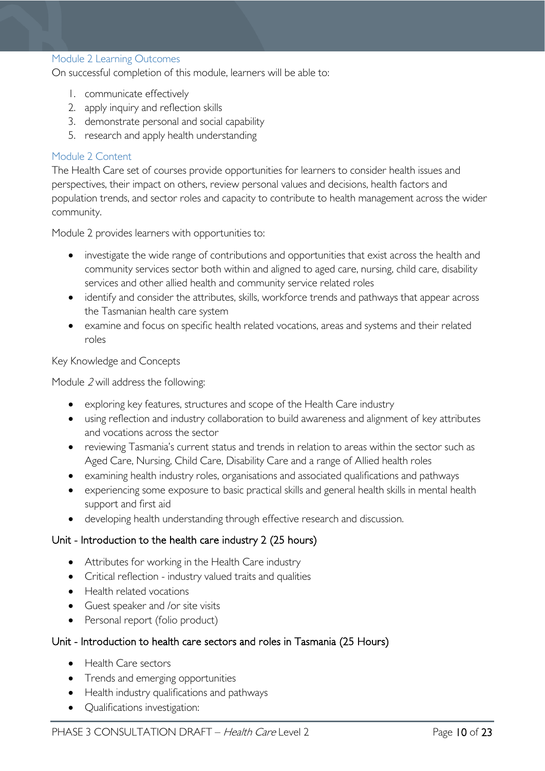### Module 2 Learning Outcomes

On successful completion of this module, learners will be able to:

1. communicate effectively
2. apply inquiry and reflection skills
3. demonstrate personal and social capability
5. research and apply health understanding

### Module 2 Content

The Health Care set of courses provide opportunities for learners to consider health issues and perspectives, their impact on others, review personal values and decisions, health factors and population trends, and sector roles and capacity to contribute to health management across the wider community.

Module 2 provides learners with opportunities to:

- investigate the wide range of contributions and opportunities that exist across the health and community services sector both within and aligned to aged care, nursing, child care, disability services and other allied health and community service related roles
- identify and consider the attributes, skills, workforce trends and pathways that appear across the Tasmanian health care system
- examine and focus on specific health related vocations, areas and systems and their related roles

Key Knowledge and Concepts

Module *2* will address the following:

- exploring key features, structures and scope of the Health Care industry
- using reflection and industry collaboration to build awareness and alignment of key attributes and vocations across the sector
- reviewing Tasmania's current status and trends in relation to areas within the sector such as Aged Care, Nursing, Child Care, Disability Care and a range of Allied health roles
- examining health industry roles, organisations and associated qualifications and pathways
- experiencing some exposure to basic practical skills and general health skills in mental health support and first aid
- developing health understanding through effective research and discussion.

#### Unit - Introduction to the health care industry 2 (25 hours)

- Attributes for working in the Health Care industry
- Critical reflection - industry valued traits and qualities
- Health related vocations
- Guest speaker and /or site visits
- Personal report (folio product)

#### Unit - Introduction to health care sectors and roles in Tasmania (25 Hours)

- Health Care sectors
- Trends and emerging opportunities
- Health industry qualifications and pathways
- Qualifications investigation: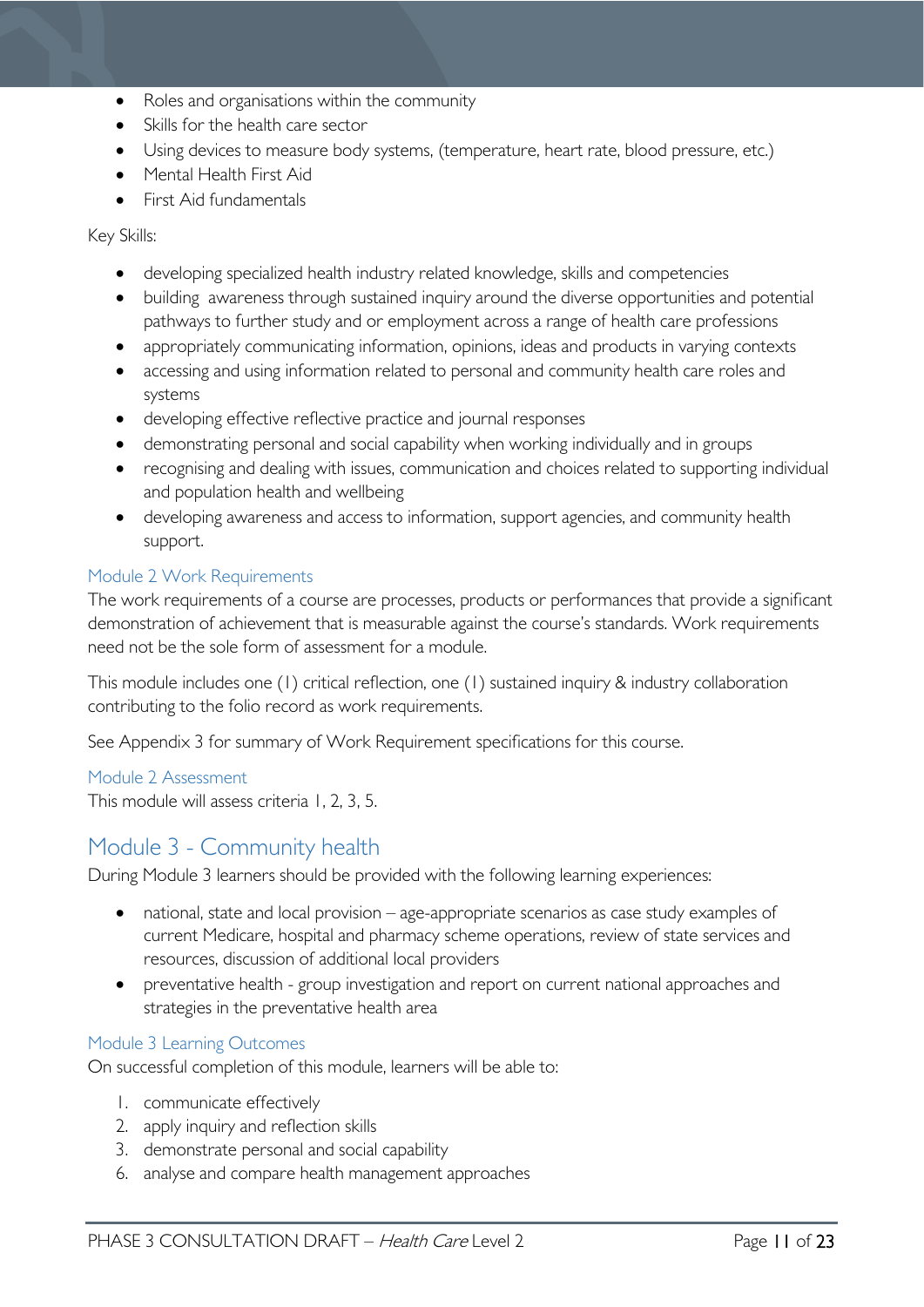- Roles and organisations within the community
- Skills for the health care sector
- Using devices to measure body systems, (temperature, heart rate, blood pressure, etc.)
- Mental Health First Aid
- First Aid fundamentals

Key Skills:

- developing specialized health industry related knowledge, skills and competencies
- building awareness through sustained inquiry around the diverse opportunities and potential pathways to further study and or employment across a range of health care professions
- appropriately communicating information, opinions, ideas and products in varying contexts
- accessing and using information related to personal and community health care roles and systems
- developing effective reflective practice and journal responses
- demonstrating personal and social capability when working individually and in groups
- recognising and dealing with issues, communication and choices related to supporting individual and population health and wellbeing
- developing awareness and access to information, support agencies, and community health support.

### Module 2 Work Requirements

The work requirements of a course are processes, products or performances that provide a significant demonstration of achievement that is measurable against the course's standards. Work requirements need not be the sole form of assessment for a module.

This module includes one (1) critical reflection, one (1) sustained inquiry & industry collaboration contributing to the folio record as work requirements.

See Appendix 3 for summary of Work Requirement specifications for this course.

### Module 2 Assessment

This module will assess criteria 1, 2, 3, 5.

## Module 3 - Community health

During Module 3 learners should be provided with the following learning experiences:

- national, state and local provision – age-appropriate scenarios as case study examples of current Medicare, hospital and pharmacy scheme operations, review of state services and resources, discussion of additional local providers
- preventative health - group investigation and report on current national approaches and strategies in the preventative health area

### Module 3 Learning Outcomes

On successful completion of this module, learners will be able to:

1. communicate effectively
2. apply inquiry and reflection skills
3. demonstrate personal and social capability
6. analyse and compare health management approaches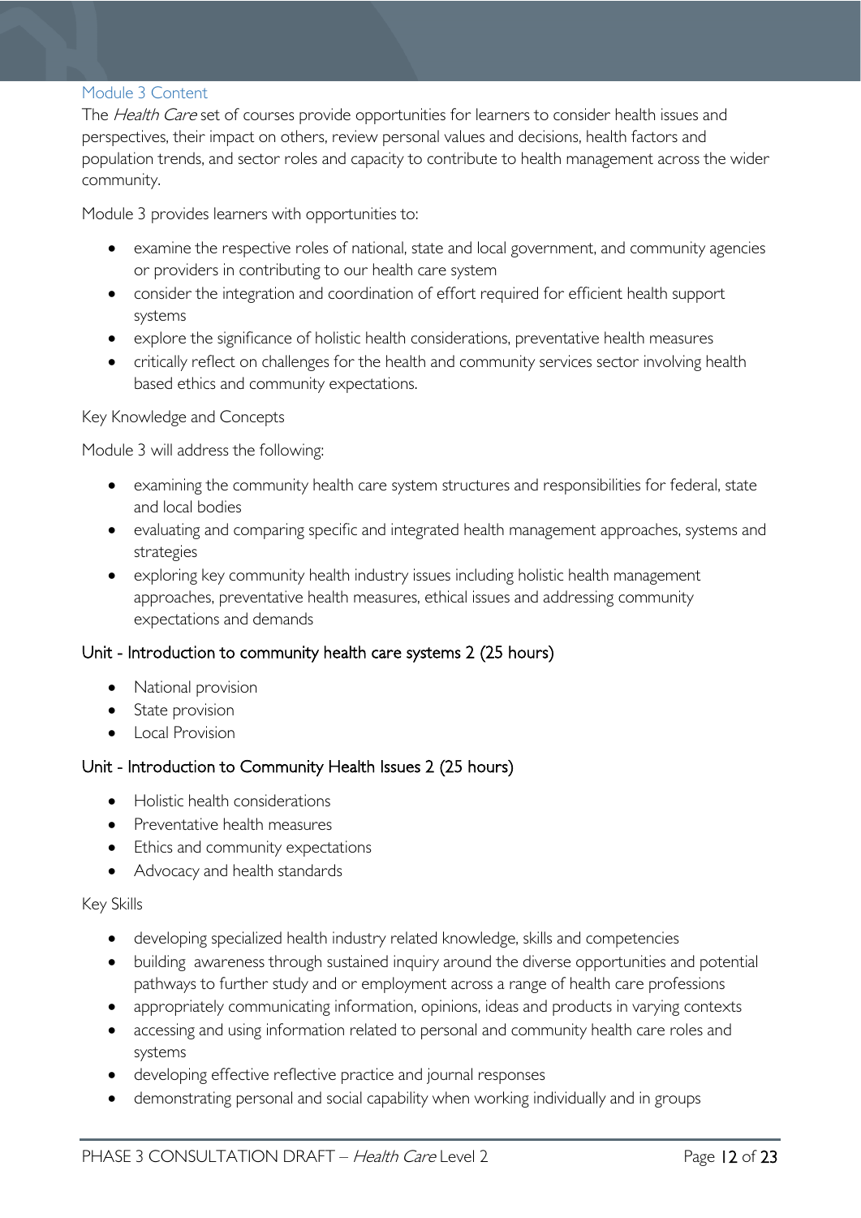## Module 3 Content

The *Health Care* set of courses provide opportunities for learners to consider health issues and perspectives, their impact on others, review personal values and decisions, health factors and population trends, and sector roles and capacity to contribute to health management across the wider community.

Module 3 provides learners with opportunities to:

- examine the respective roles of national, state and local government, and community agencies or providers in contributing to our health care system
- consider the integration and coordination of effort required for efficient health support systems
- explore the significance of holistic health considerations, preventative health measures
- critically reflect on challenges for the health and community services sector involving health based ethics and community expectations.

Key Knowledge and Concepts

Module 3 will address the following:

- examining the community health care system structures and responsibilities for federal, state and local bodies
- evaluating and comparing specific and integrated health management approaches, systems and strategies
- exploring key community health industry issues including holistic health management approaches, preventative health measures, ethical issues and addressing community expectations and demands

### Unit - Introduction to community health care systems 2 (25 hours)

- National provision
- State provision
- Local Provision

### Unit - Introduction to Community Health Issues 2 (25 hours)

- Holistic health considerations
- Preventative health measures
- Ethics and community expectations
- Advocacy and health standards

Key Skills

- developing specialized health industry related knowledge, skills and competencies
- building awareness through sustained inquiry around the diverse opportunities and potential pathways to further study and or employment across a range of health care professions
- appropriately communicating information, opinions, ideas and products in varying contexts
- accessing and using information related to personal and community health care roles and systems
- developing effective reflective practice and journal responses
- demonstrating personal and social capability when working individually and in groups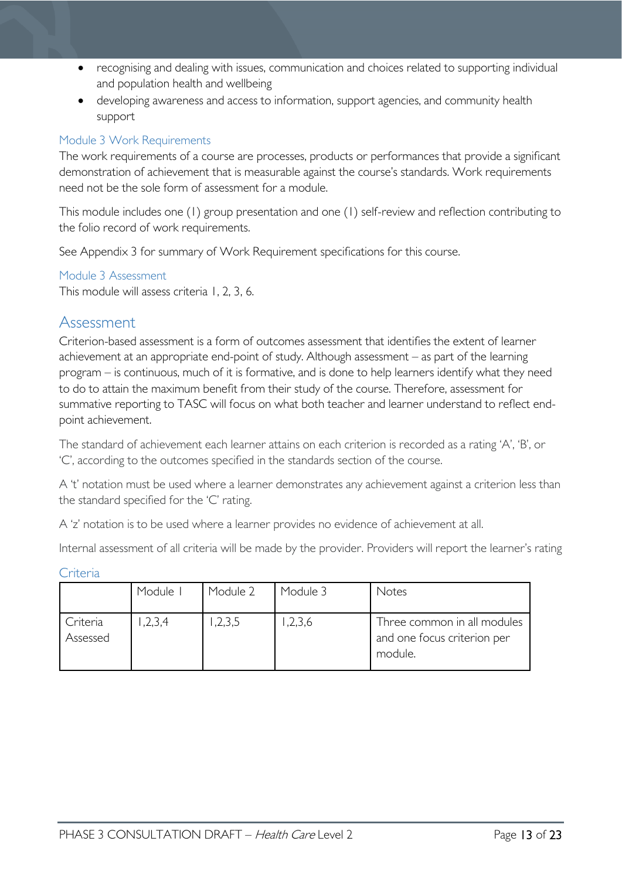- recognising and dealing with issues, communication and choices related to supporting individual and population health and wellbeing
- developing awareness and access to information, support agencies, and community health support

### Module 3 Work Requirements

The work requirements of a course are processes, products or performances that provide a significant demonstration of achievement that is measurable against the course's standards. Work requirements need not be the sole form of assessment for a module.

This module includes one (1) group presentation and one (1) self-review and reflection contributing to the folio record of work requirements.

See Appendix 3 for summary of Work Requirement specifications for this course.

### Module 3 Assessment

This module will assess criteria 1, 2, 3, 6.

## Assessment

Criterion-based assessment is a form of outcomes assessment that identifies the extent of learner achievement at an appropriate end-point of study. Although assessment – as part of the learning program – is continuous, much of it is formative, and is done to help learners identify what they need to do to attain the maximum benefit from their study of the course. Therefore, assessment for summative reporting to TASC will focus on what both teacher and learner understand to reflect end-point achievement.

The standard of achievement each learner attains on each criterion is recorded as a rating 'A', 'B', or 'C', according to the outcomes specified in the standards section of the course.

A 't' notation must be used where a learner demonstrates any achievement against a criterion less than the standard specified for the 'C' rating.

A 'z' notation is to be used where a learner provides no evidence of achievement at all.

Internal assessment of all criteria will be made by the provider. Providers will report the learner's rating

### Criteria

| | Module 1 | Module 2 | Module 3 | Notes |
|---|---|---|---|---|
| Criteria Assessed | 1,2,3,4 | 1,2,3,5 | 1,2,3,6 | Three common in all modules and one focus criterion per module. |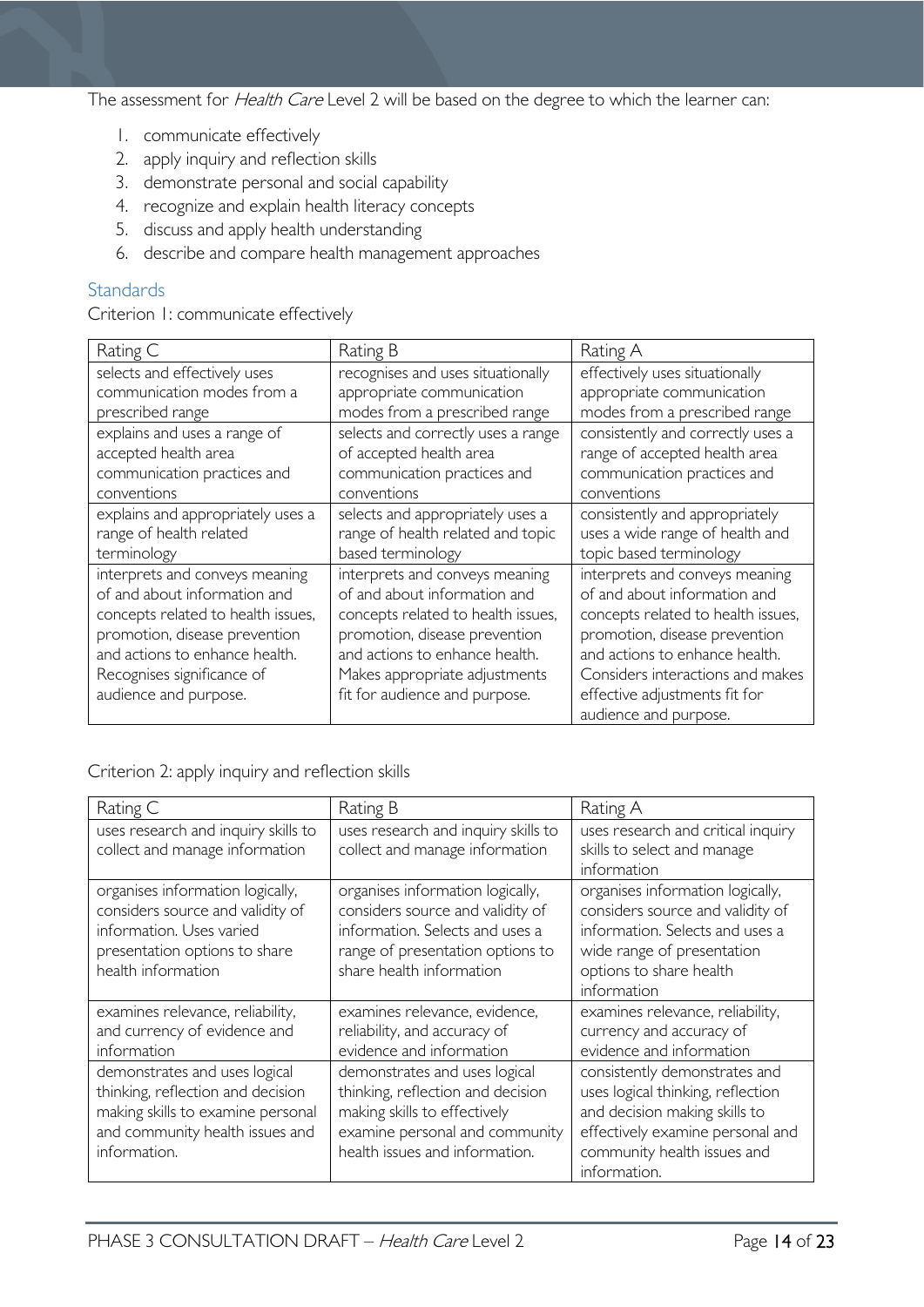The assessment for *Health Care* Level 2 will be based on the degree to which the learner can:

1. communicate effectively
2. apply inquiry and reflection skills
3. demonstrate personal and social capability
4. recognize and explain health literacy concepts
5. discuss and apply health understanding
6. describe and compare health management approaches

## Standards

Criterion 1: communicate effectively

| Rating C | Rating B | Rating A |
|---|---|---|
| selects and effectively uses communication modes from a prescribed range | recognises and uses situationally appropriate communication modes from a prescribed range | effectively uses situationally appropriate communication modes from a prescribed range |
| explains and uses a range of accepted health area communication practices and conventions | selects and correctly uses a range of accepted health area communication practices and conventions | consistently and correctly uses a range of accepted health area communication practices and conventions |
| explains and appropriately uses a range of health related terminology | selects and appropriately uses a range of health related and topic based terminology | consistently and appropriately uses a wide range of health and topic based terminology |
| interprets and conveys meaning of and about information and concepts related to health issues, promotion, disease prevention and actions to enhance health. Recognises significance of audience and purpose. | interprets and conveys meaning of and about information and concepts related to health issues, promotion, disease prevention and actions to enhance health. Makes appropriate adjustments fit for audience and purpose. | interprets and conveys meaning of and about information and concepts related to health issues, promotion, disease prevention and actions to enhance health. Considers interactions and makes effective adjustments fit for audience and purpose. |

Criterion 2: apply inquiry and reflection skills

| Rating C | Rating B | Rating A |
|---|---|---|
| uses research and inquiry skills to collect and manage information | uses research and inquiry skills to collect and manage information | uses research and critical inquiry skills to select and manage information |
| organises information logically, considers source and validity of information. Uses varied presentation options to share health information | organises information logically, considers source and validity of information. Selects and uses a range of presentation options to share health information | organises information logically, considers source and validity of information. Selects and uses a wide range of presentation options to share health information |
| examines relevance, reliability, and currency of evidence and information | examines relevance, evidence, reliability, and accuracy of evidence and information | examines relevance, reliability, currency and accuracy of evidence and information |
| demonstrates and uses logical thinking, reflection and decision making skills to examine personal and community health issues and information. | demonstrates and uses logical thinking, reflection and decision making skills to effectively examine personal and community health issues and information. | consistently demonstrates and uses logical thinking, reflection and decision making skills to effectively examine personal and community health issues and information. |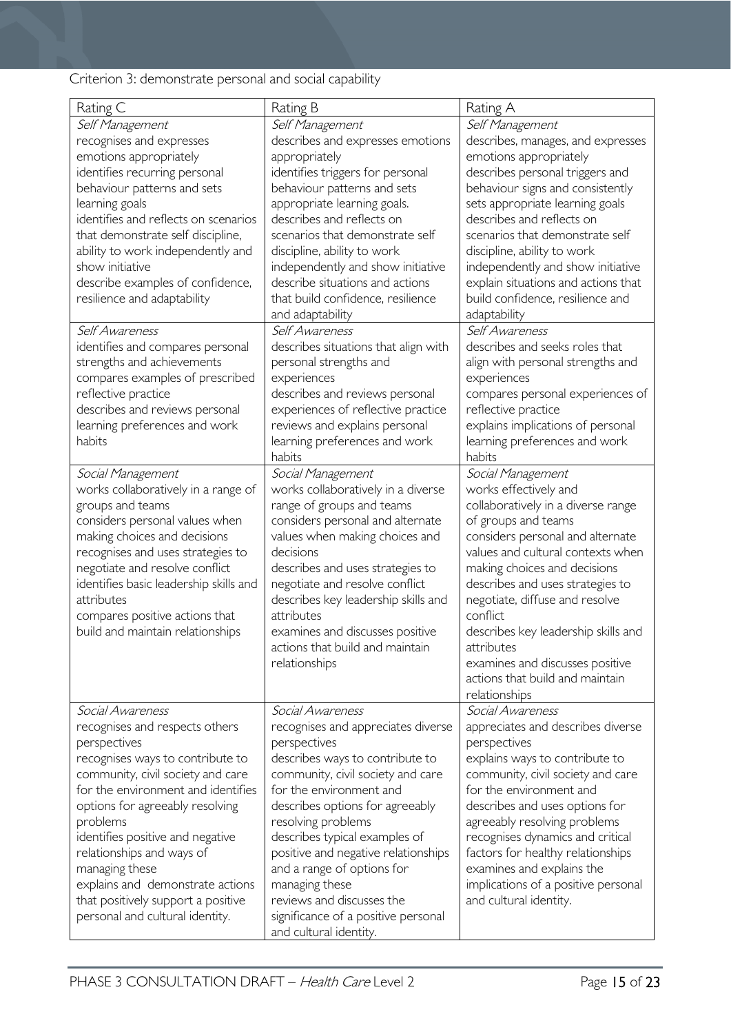Criterion 3: demonstrate personal and social capability

| Rating C | Rating B | Rating A |
|---|---|---|
| *Self Management*<br>recognises and expresses emotions appropriately<br>identifies recurring personal behaviour patterns and sets learning goals<br>identifies and reflects on scenarios that demonstrate self discipline, ability to work independently and show initiative<br>describe examples of confidence, resilience and adaptability | *Self Management*<br>describes and expresses emotions appropriately<br>identifies triggers for personal behaviour patterns and sets appropriate learning goals.<br>describes and reflects on scenarios that demonstrate self discipline, ability to work independently and show initiative<br>describe situations and actions that build confidence, resilience and adaptability | *Self Management*<br>describes, manages, and expresses emotions appropriately<br>describes personal triggers and behaviour signs and consistently sets appropriate learning goals<br>describes and reflects on scenarios that demonstrate self discipline, ability to work independently and show initiative<br>explain situations and actions that build confidence, resilience and adaptability |
| *Self Awareness*<br>identifies and compares personal strengths and achievements<br>compares examples of prescribed reflective practice<br>describes and reviews personal learning preferences and work habits | *Self Awareness*<br>describes situations that align with personal strengths and experiences<br>describes and reviews personal experiences of reflective practice<br>reviews and explains personal learning preferences and work habits | *Self Awareness*<br>describes and seeks roles that align with personal strengths and experiences<br>compares personal experiences of reflective practice<br>explains implications of personal learning preferences and work habits |
| *Social Management*<br>works collaboratively in a range of groups and teams<br>considers personal values when making choices and decisions<br>recognises and uses strategies to negotiate and resolve conflict<br>identifies basic leadership skills and attributes<br>compares positive actions that build and maintain relationships | *Social Management*<br>works collaboratively in a diverse range of groups and teams<br>considers personal and alternate values when making choices and decisions<br>describes and uses strategies to negotiate and resolve conflict<br>describes key leadership skills and attributes<br>examines and discusses positive actions that build and maintain relationships | *Social Management*<br>works effectively and collaboratively in a diverse range of groups and teams<br>considers personal and alternate values and cultural contexts when making choices and decisions<br>describes and uses strategies to negotiate, diffuse and resolve conflict<br>describes key leadership skills and attributes<br>examines and discusses positive actions that build and maintain relationships |
| *Social Awareness*<br>recognises and respects others perspectives<br>recognises ways to contribute to community, civil society and care for the environment and identifies options for agreeably resolving problems<br>identifies positive and negative relationships and ways of managing these<br>explains and demonstrate actions that positively support a positive personal and cultural identity. | *Social Awareness*<br>recognises and appreciates diverse perspectives<br>describes ways to contribute to community, civil society and care for the environment and describes options for agreeably resolving problems<br>describes typical examples of positive and negative relationships and a range of options for managing these<br>reviews and discusses the significance of a positive personal and cultural identity. | *Social Awareness*<br>appreciates and describes diverse perspectives<br>explains ways to contribute to community, civil society and care for the environment and describes and uses options for agreeably resolving problems<br>recognises dynamics and critical factors for healthy relationships<br>examines and explains the implications of a positive personal and cultural identity. |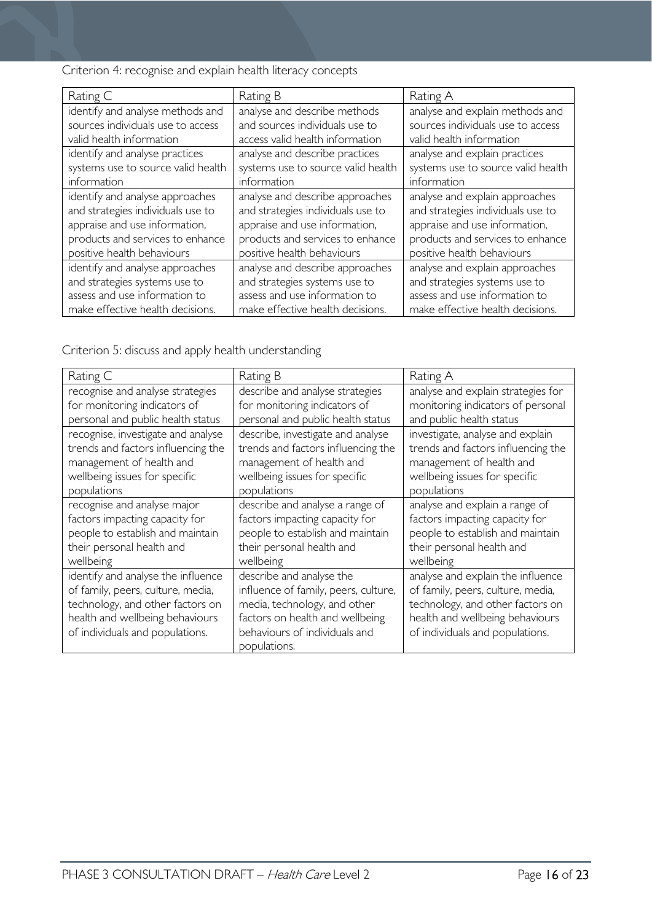Criterion 4: recognise and explain health literacy concepts

| Rating C | Rating B | Rating A |
|---|---|---|
| identify and analyse methods and sources individuals use to access valid health information | analyse and describe methods and sources individuals use to access valid health information | analyse and explain methods and sources individuals use to access valid health information |
| identify and analyse practices systems use to source valid health information | analyse and describe practices systems use to source valid health information | analyse and explain practices systems use to source valid health information |
| identify and analyse approaches and strategies individuals use to appraise and use information, products and services to enhance positive health behaviours | analyse and describe approaches and strategies individuals use to appraise and use information, products and services to enhance positive health behaviours | analyse and explain approaches and strategies individuals use to appraise and use information, products and services to enhance positive health behaviours |
| identify and analyse approaches and strategies systems use to assess and use information to make effective health decisions. | analyse and describe approaches and strategies systems use to assess and use information to make effective health decisions. | analyse and explain approaches and strategies systems use to assess and use information to make effective health decisions. |

Criterion 5: discuss and apply health understanding

| Rating C | Rating B | Rating A |
|---|---|---|
| recognise and analyse strategies for monitoring indicators of personal and public health status | describe and analyse strategies for monitoring indicators of personal and public health status | analyse and explain strategies for monitoring indicators of personal and public health status |
| recognise, investigate and analyse trends and factors influencing the management of health and wellbeing issues for specific populations | describe, investigate and analyse trends and factors influencing the management of health and wellbeing issues for specific populations | investigate, analyse and explain trends and factors influencing the management of health and wellbeing issues for specific populations |
| recognise and analyse major factors impacting capacity for people to establish and maintain their personal health and wellbeing | describe and analyse a range of factors impacting capacity for people to establish and maintain their personal health and wellbeing | analyse and explain a range of factors impacting capacity for people to establish and maintain their personal health and wellbeing |
| identify and analyse the influence of family, peers, culture, media, technology, and other factors on health and wellbeing behaviours of individuals and populations. | describe and analyse the influence of family, peers, culture, media, technology, and other factors on health and wellbeing behaviours of individuals and populations. | analyse and explain the influence of family, peers, culture, media, technology, and other factors on health and wellbeing behaviours of individuals and populations. |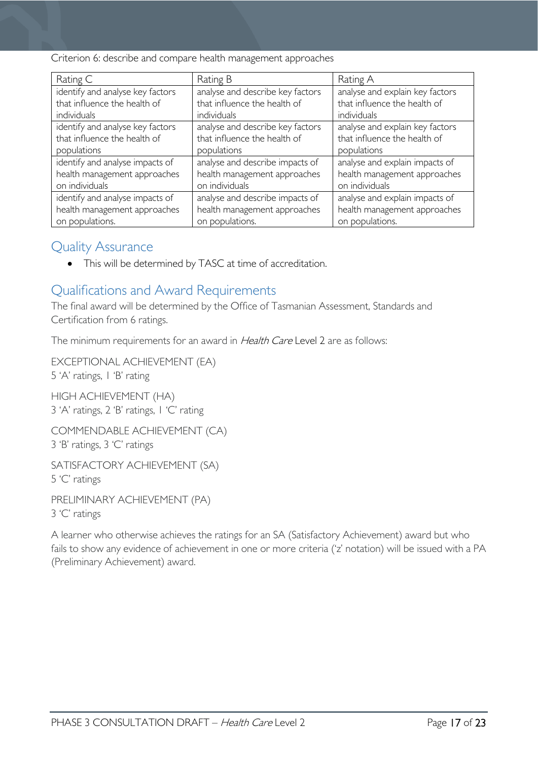Criterion 6: describe and compare health management approaches

| Rating C | Rating B | Rating A |
| --- | --- | --- |
| identify and analyse key factors that influence the health of individuals | analyse and describe key factors that influence the health of individuals | analyse and explain key factors that influence the health of individuals |
| identify and analyse key factors that influence the health of populations | analyse and describe key factors that influence the health of populations | analyse and explain key factors that influence the health of populations |
| identify and analyse impacts of health management approaches on individuals | analyse and describe impacts of health management approaches on individuals | analyse and explain impacts of health management approaches on individuals |
| identify and analyse impacts of health management approaches on populations. | analyse and describe impacts of health management approaches on populations. | analyse and explain impacts of health management approaches on populations. |

## Quality Assurance

- This will be determined by TASC at time of accreditation.

## Qualifications and Award Requirements

The final award will be determined by the Office of Tasmanian Assessment, Standards and Certification from 6 ratings.

The minimum requirements for an award in *Health Care* Level 2 are as follows:

EXCEPTIONAL ACHIEVEMENT (EA)
5 'A' ratings, 1 'B' rating

HIGH ACHIEVEMENT (HA)
3 'A' ratings, 2 'B' ratings, 1 'C' rating

COMMENDABLE ACHIEVEMENT (CA)
3 'B' ratings, 3 'C' ratings

SATISFACTORY ACHIEVEMENT (SA)
5 'C' ratings

PRELIMINARY ACHIEVEMENT (PA)
3 'C' ratings

A learner who otherwise achieves the ratings for an SA (Satisfactory Achievement) award but who fails to show any evidence of achievement in one or more criteria ('z' notation) will be issued with a PA (Preliminary Achievement) award.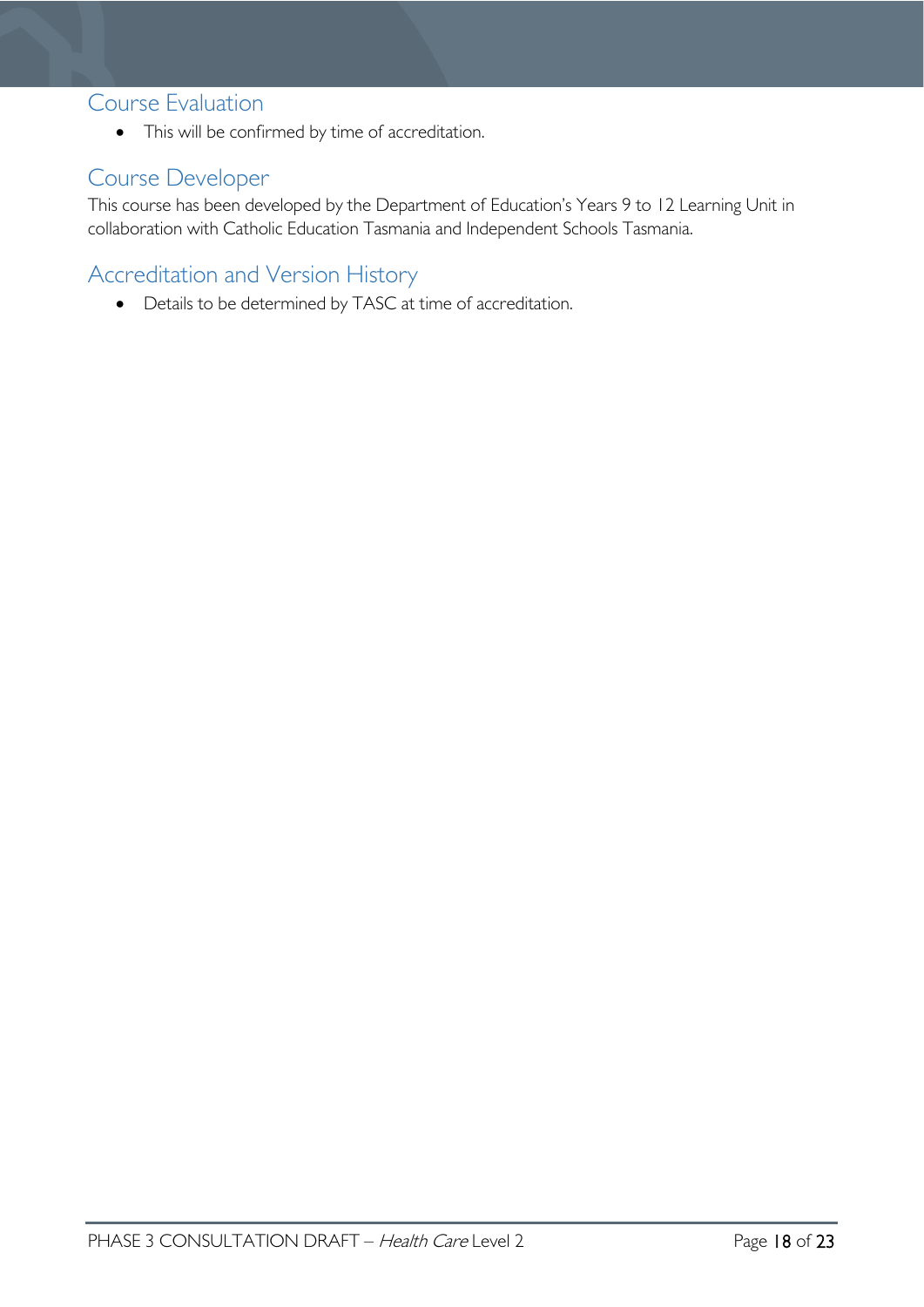## Course Evaluation

- This will be confirmed by time of accreditation.

## Course Developer

This course has been developed by the Department of Education's Years 9 to 12 Learning Unit in collaboration with Catholic Education Tasmania and Independent Schools Tasmania.

## Accreditation and Version History

- Details to be determined by TASC at time of accreditation.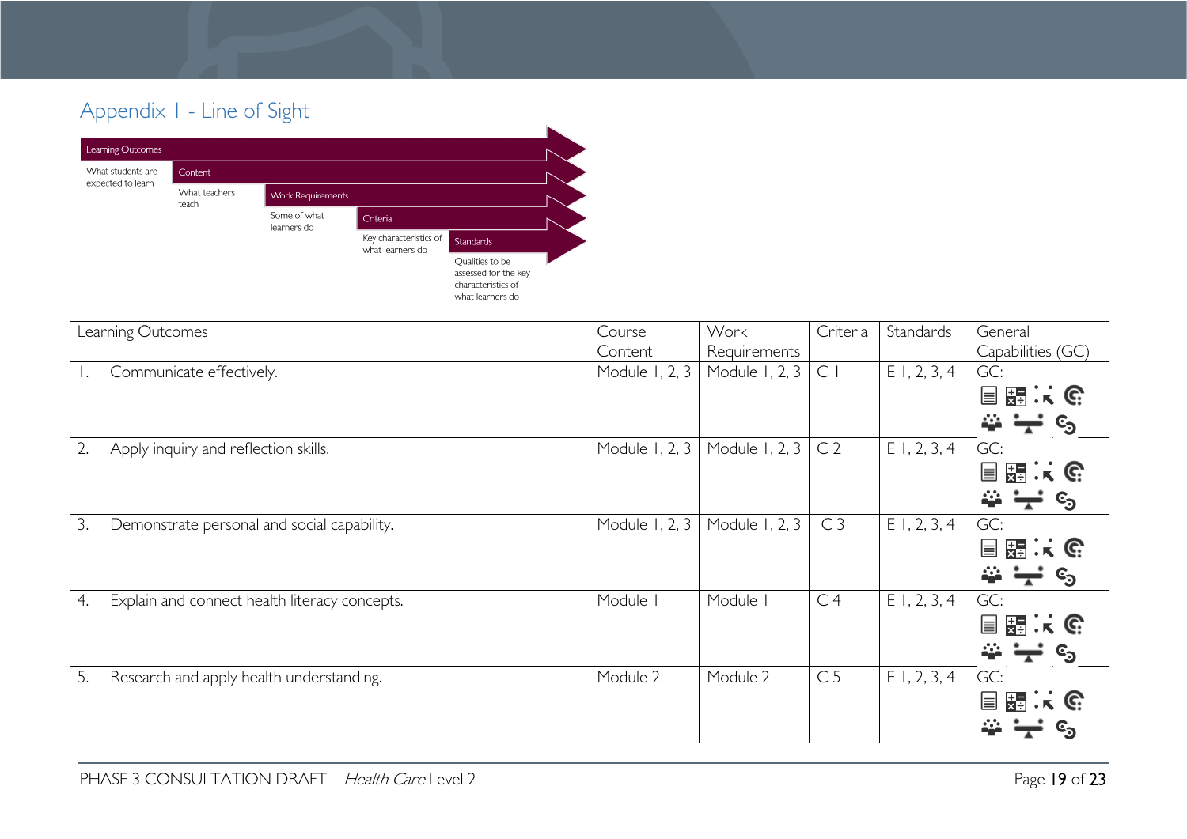## Appendix 1 - Line of Sight

Learning Outcomes — What students are expected to learn

Content — What teachers teach

Work Requirements — Some of what learners do

Criteria — Key characteristics of what learners do

Standards — Qualities to be assessed for the key characteristics of what learners do

| Learning Outcomes | Course Content | Work Requirements | Criteria | Standards | General Capabilities (GC) |
|---|---|---|---|---|---|
| 1. Communicate effectively. | Module 1, 2, 3 | Module 1, 2, 3 | C 1 | E 1, 2, 3, 4 | GC: |
| 2. Apply inquiry and reflection skills. | Module 1, 2, 3 | Module 1, 2, 3 | C 2 | E 1, 2, 3, 4 | GC: |
| 3. Demonstrate personal and social capability. | Module 1, 2, 3 | Module 1, 2, 3 | C 3 | E 1, 2, 3, 4 | GC: |
| 4. Explain and connect health literacy concepts. | Module 1 | Module 1 | C 4 | E 1, 2, 3, 4 | GC: |
| 5. Research and apply health understanding. | Module 2 | Module 2 | C 5 | E 1, 2, 3, 4 | GC: |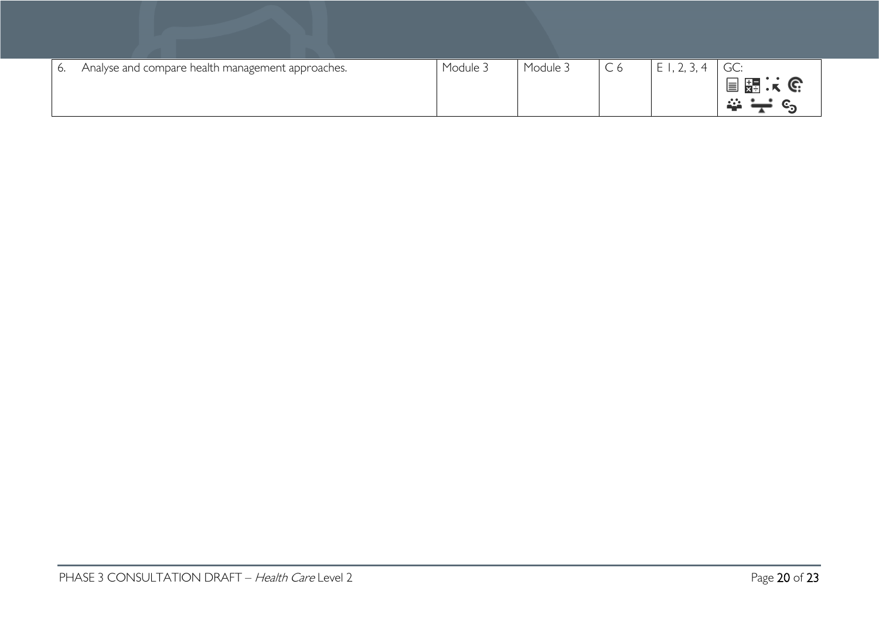| | | | | | |
|---|---|---|---|---|---|
| 6. Analyse and compare health management approaches. | Module 3 | Module 3 | C 6 | E 1, 2, 3, 4 | GC: |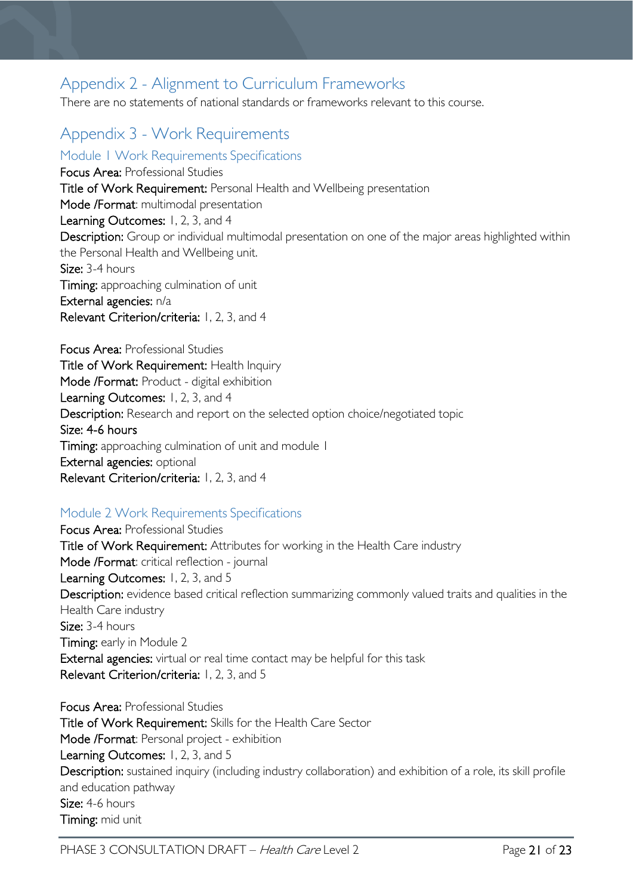## Appendix 2 - Alignment to Curriculum Frameworks

There are no statements of national standards or frameworks relevant to this course.

## Appendix 3 - Work Requirements

### Module 1 Work Requirements Specifications

**Focus Area:** Professional Studies
**Title of Work Requirement:** Personal Health and Wellbeing presentation
**Mode /Format**: multimodal presentation
**Learning Outcomes:** 1, 2, 3, and 4
**Description:** Group or individual multimodal presentation on one of the major areas highlighted within the Personal Health and Wellbeing unit.
**Size:** 3-4 hours
**Timing:** approaching culmination of unit
**External agencies:** n/a
**Relevant Criterion/criteria:** 1, 2, 3, and 4

**Focus Area:** Professional Studies
**Title of Work Requirement:** Health Inquiry
**Mode /Format:** Product - digital exhibition
**Learning Outcomes:** 1, 2, 3, and 4
**Description:** Research and report on the selected option choice/negotiated topic
**Size: 4-6 hours**
**Timing:** approaching culmination of unit and module 1
**External agencies:** optional
**Relevant Criterion/criteria:** 1, 2, 3, and 4

### Module 2 Work Requirements Specifications

**Focus Area:** Professional Studies
**Title of Work Requirement:** Attributes for working in the Health Care industry
**Mode /Format**: critical reflection - journal
**Learning Outcomes:** 1, 2, 3, and 5
**Description:** evidence based critical reflection summarizing commonly valued traits and qualities in the Health Care industry
**Size:** 3-4 hours
**Timing:** early in Module 2
**External agencies:** virtual or real time contact may be helpful for this task
**Relevant Criterion/criteria:** 1, 2, 3, and 5

**Focus Area:** Professional Studies
**Title of Work Requirement:** Skills for the Health Care Sector
**Mode /Format**: Personal project - exhibition
**Learning Outcomes:** 1, 2, 3, and 5
**Description:** sustained inquiry (including industry collaboration) and exhibition of a role, its skill profile and education pathway
**Size:** 4-6 hours
**Timing:** mid unit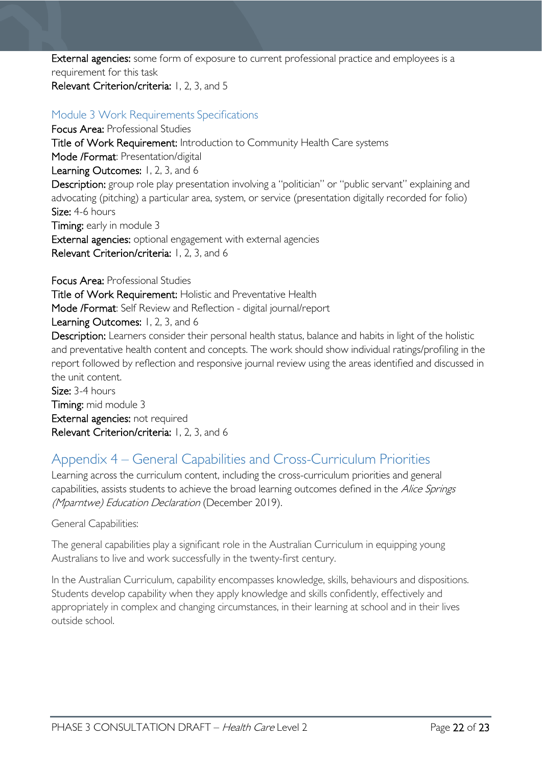**External agencies:** some form of exposure to current professional practice and employees is a requirement for this task
**Relevant Criterion/criteria:** 1, 2, 3, and 5

### Module 3 Work Requirements Specifications

**Focus Area:** Professional Studies
**Title of Work Requirement:** Introduction to Community Health Care systems
**Mode /Format**: Presentation/digital
**Learning Outcomes:** 1, 2, 3, and 6
**Description:** group role play presentation involving a "politician" or "public servant" explaining and advocating (pitching) a particular area, system, or service (presentation digitally recorded for folio)
**Size:** 4-6 hours
**Timing:** early in module 3
**External agencies:** optional engagement with external agencies
**Relevant Criterion/criteria:** 1, 2, 3, and 6

**Focus Area:** Professional Studies
**Title of Work Requirement:** Holistic and Preventative Health
**Mode /Format**: Self Review and Reflection - digital journal/report
**Learning Outcomes:** 1, 2, 3, and 6
**Description:** Learners consider their personal health status, balance and habits in light of the holistic and preventative health content and concepts. The work should show individual ratings/profiling in the report followed by reflection and responsive journal review using the areas identified and discussed in the unit content.
**Size:** 3-4 hours
**Timing:** mid module 3
**External agencies:** not required
**Relevant Criterion/criteria:** 1, 2, 3, and 6

## Appendix 4 – General Capabilities and Cross-Curriculum Priorities

Learning across the curriculum content, including the cross-curriculum priorities and general capabilities, assists students to achieve the broad learning outcomes defined in the *Alice Springs (Mparntwe) Education Declaration* (December 2019).

General Capabilities:

The general capabilities play a significant role in the Australian Curriculum in equipping young Australians to live and work successfully in the twenty-first century.

In the Australian Curriculum, capability encompasses knowledge, skills, behaviours and dispositions. Students develop capability when they apply knowledge and skills confidently, effectively and appropriately in complex and changing circumstances, in their learning at school and in their lives outside school.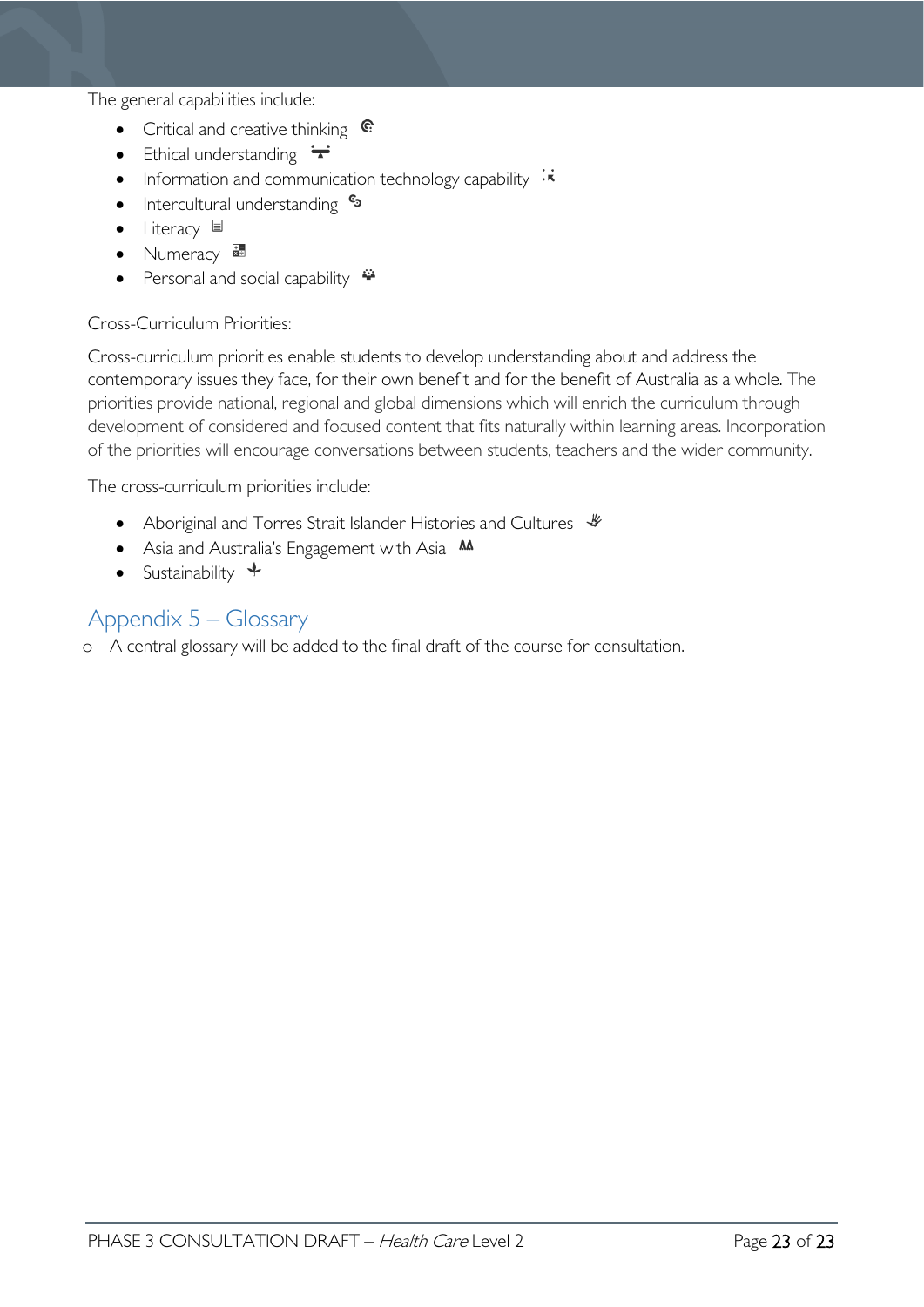The general capabilities include:

- Critical and creative thinking
- Ethical understanding
- Information and communication technology capability
- Intercultural understanding
- Literacy
- Numeracy
- Personal and social capability

Cross-Curriculum Priorities:

Cross-curriculum priorities enable students to develop understanding about and address the contemporary issues they face, for their own benefit and for the benefit of Australia as a whole. The priorities provide national, regional and global dimensions which will enrich the curriculum through development of considered and focused content that fits naturally within learning areas. Incorporation of the priorities will encourage conversations between students, teachers and the wider community.

The cross-curriculum priorities include:

- Aboriginal and Torres Strait Islander Histories and Cultures
- Asia and Australia's Engagement with Asia
- Sustainability

## Appendix 5 – Glossary

- A central glossary will be added to the final draft of the course for consultation.